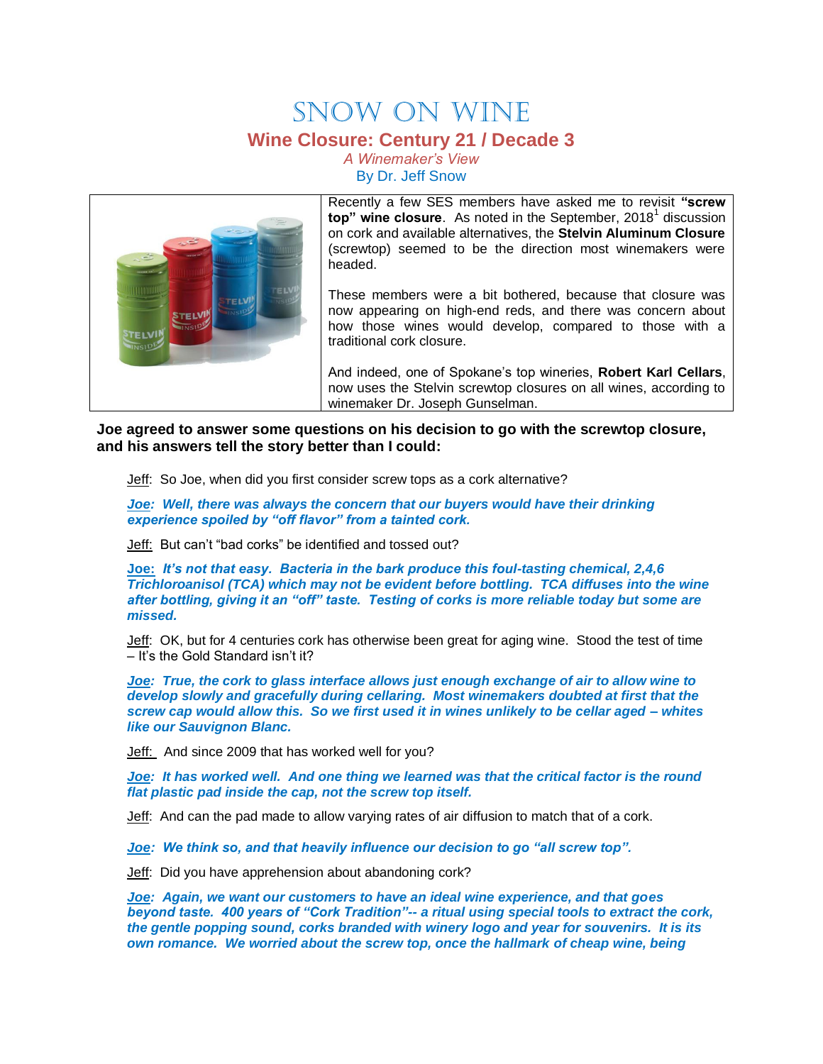# SNOW ON WINE

## Wine Closure: Century 21 / Decade 3

*A Winemaker's View*

By Dr. Jeff Snow

Recently a few SES members have asked me to revisit **"screw top" wine closure**. As noted in the September, 2018[1] discussion on cork and available alternatives, the **Stelvin Aluminum Closure** (screwtop) seemed to be the direction most winemakers were headed.

These members were a bit bothered, because that closure was now appearing on high-end reds, and there was concern about how those wines would develop, compared to those with a traditional cork closure.

And indeed, one of Spokane's top wineries, **Robert Karl Cellars**, now uses the Stelvin screwtop closures on all wines, according to winemaker Dr. Joseph Gunselman.

**Joe agreed to answer some questions on his decision to go with the screwtop closure, and his answers tell the story better than I could:**

Jeff: So Joe, when did you first consider screw tops as a cork alternative?

***Joe: Well, there was always the concern that our buyers would have their drinking experience spoiled by "off flavor" from a tainted cork.***

Jeff: But can't "bad corks" be identified and tossed out?

***Joe: It's not that easy. Bacteria in the bark produce this foul-tasting chemical, 2,4,6 Trichloroanisol (TCA) which may not be evident before bottling. TCA diffuses into the wine after bottling, giving it an "off" taste. Testing of corks is more reliable today but some are missed.***

Jeff: OK, but for 4 centuries cork has otherwise been great for aging wine. Stood the test of time – It's the Gold Standard isn't it?

***Joe: True, the cork to glass interface allows just enough exchange of air to allow wine to develop slowly and gracefully during cellaring. Most winemakers doubted at first that the screw cap would allow this. So we first used it in wines unlikely to be cellar aged – whites like our Sauvignon Blanc.***

Jeff: And since 2009 that has worked well for you?

***Joe: It has worked well. And one thing we learned was that the critical factor is the round flat plastic pad inside the cap, not the screw top itself.***

Jeff: And can the pad made to allow varying rates of air diffusion to match that of a cork.

***Joe: We think so, and that heavily influence our decision to go "all screw top".***

Jeff: Did you have apprehension about abandoning cork?

***Joe: Again, we want our customers to have an ideal wine experience, and that goes beyond taste. 400 years of "Cork Tradition"-- a ritual using special tools to extract the cork, the gentle popping sound, corks branded with winery logo and year for souvenirs. It is its own romance. We worried about the screw top, once the hallmark of cheap wine, being***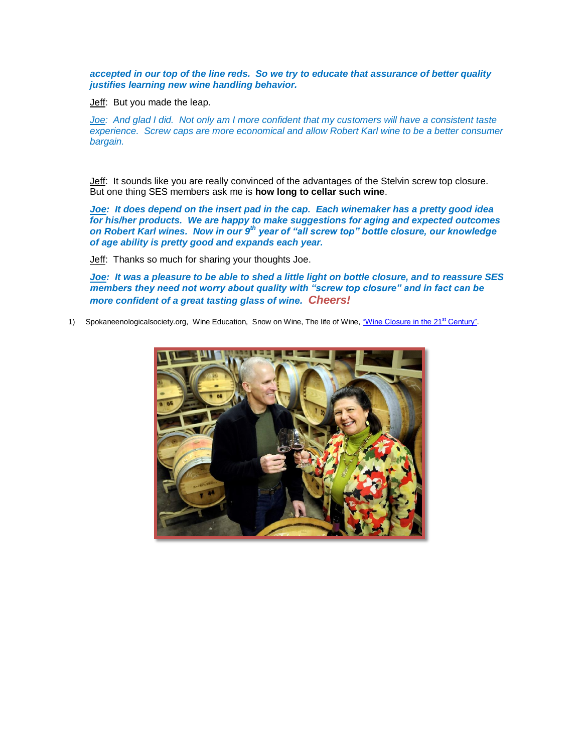***accepted in our top of the line reds. So we try to educate that assurance of better quality justifies learning new wine handling behavior.***

Jeff: But you made the leap.

*Joe: And glad I did. Not only am I more confident that my customers will have a consistent taste experience. Screw caps are more economical and allow Robert Karl wine to be a better consumer bargain.*

Jeff: It sounds like you are really convinced of the advantages of the Stelvin screw top closure. But one thing SES members ask me is **how long to cellar such wine**.

***Joe: It does depend on the insert pad in the cap. Each winemaker has a pretty good idea for his/her products. We are happy to make suggestions for aging and expected outcomes on Robert Karl wines. Now in our 9th year of "all screw top" bottle closure, our knowledge of age ability is pretty good and expands each year.***

Jeff: Thanks so much for sharing your thoughts Joe.

***Joe: It was a pleasure to be able to shed a little light on bottle closure, and to reassure SES members they need not worry about quality with "screw top closure" and in fact can be more confident of a great tasting glass of wine. Cheers!***

1) Spokaneenologicalsociety.org, Wine Education, Snow on Wine, The life of Wine, "Wine Closure in the 21st Century".